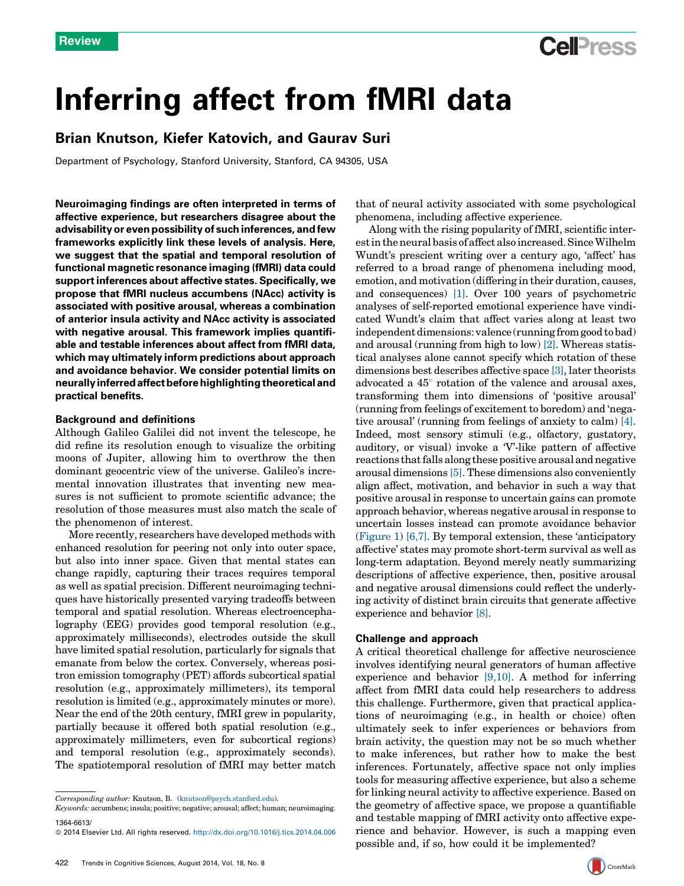Review

# Inferring affect from fMRI data

## Brian Knutson, Kiefer Katovich, and Gaurav Suri

Department of Psychology, Stanford University, Stanford, CA 94305, USA

**Neuroimaging findings are often interpreted in terms of affective experience, but researchers disagree about the advisability or even possibility of such inferences, and few frameworks explicitly link these levels of analysis. Here, we suggest that the spatial and temporal resolution of functional magnetic resonance imaging (fMRI) data could support inferences about affective states. Specifically, we propose that fMRI nucleus accumbens (NAcc) activity is associated with positive arousal, whereas a combination of anterior insula activity and NAcc activity is associated with negative arousal. This framework implies quantifiable and testable inferences about affect from fMRI data, which may ultimately inform predictions about approach and avoidance behavior. We consider potential limits on neurally inferred affect before highlighting theoretical and practical benefits.**

### Background and definitions

Although Galileo Galilei did not invent the telescope, he did refine its resolution enough to visualize the orbiting moons of Jupiter, allowing him to overthrow the then dominant geocentric view of the universe. Galileo's incremental innovation illustrates that inventing new measures is not sufficient to promote scientific advance; the resolution of those measures must also match the scale of the phenomenon of interest.

More recently, researchers have developed methods with enhanced resolution for peering not only into outer space, but also into inner space. Given that mental states can change rapidly, capturing their traces requires temporal as well as spatial precision. Different neuroimaging techniques have historically presented varying tradeoffs between temporal and spatial resolution. Whereas electroencephalography (EEG) provides good temporal resolution (e.g., approximately milliseconds), electrodes outside the skull have limited spatial resolution, particularly for signals that emanate from below the cortex. Conversely, whereas positron emission tomography (PET) affords subcortical spatial resolution (e.g., approximately millimeters), its temporal resolution is limited (e.g., approximately minutes or more). Near the end of the 20th century, fMRI grew in popularity, partially because it offered both spatial resolution (e.g., approximately millimeters, even for subcortical regions) and temporal resolution (e.g., approximately seconds). The spatiotemporal resolution of fMRI may better match that of neural activity associated with some psychological phenomena, including affective experience.

Along with the rising popularity of fMRI, scientific interest in the neural basis of affect also increased. Since Wilhelm Wundt's prescient writing over a century ago, 'affect' has referred to a broad range of phenomena including mood, emotion, and motivation (differing in their duration, causes, and consequences) [1]. Over 100 years of psychometric analyses of self-reported emotional experience have vindicated Wundt's claim that affect varies along at least two independent dimensions: valence (running from good to bad) and arousal (running from high to low) [2]. Whereas statistical analyses alone cannot specify which rotation of these dimensions best describes affective space [3], later theorists advocated a 45° rotation of the valence and arousal axes, transforming them into dimensions of 'positive arousal' (running from feelings of excitement to boredom) and 'negative arousal' (running from feelings of anxiety to calm) [4]. Indeed, most sensory stimuli (e.g., olfactory, gustatory, auditory, or visual) invoke a 'V'-like pattern of affective reactions that falls along these positive arousal and negative arousal dimensions [5]. These dimensions also conveniently align affect, motivation, and behavior in such a way that positive arousal in response to uncertain gains can promote approach behavior, whereas negative arousal in response to uncertain losses instead can promote avoidance behavior (Figure 1) [6,7]. By temporal extension, these 'anticipatory affective' states may promote short-term survival as well as long-term adaptation. Beyond merely neatly summarizing descriptions of affective experience, then, positive arousal and negative arousal dimensions could reflect the underlying activity of distinct brain circuits that generate affective experience and behavior [8].

### Challenge and approach

A critical theoretical challenge for affective neuroscience involves identifying neural generators of human affective experience and behavior [9,10]. A method for inferring affect from fMRI data could help researchers to address this challenge. Furthermore, given that practical applications of neuroimaging (e.g., in health or choice) often ultimately seek to infer experiences or behaviors from brain activity, the question may not be so much whether to make inferences, but rather how to make the best inferences. Fortunately, affective space not only implies tools for measuring affective experience, but also a scheme for linking neural activity to affective experience. Based on the geometry of affective space, we propose a quantifiable and testable mapping of fMRI activity onto affective experience and behavior. However, is such a mapping even possible and, if so, how could it be implemented?

*Corresponding author:* Knutson, B. (knutson@psych.stanford.edu).

*Keywords:* accumbens; insula; positive; negative; arousal; affect; human; neuroimaging.

1364-6613/

© 2014 Elsevier Ltd. All rights reserved. http://dx.doi.org/10.1016/j.tics.2014.04.006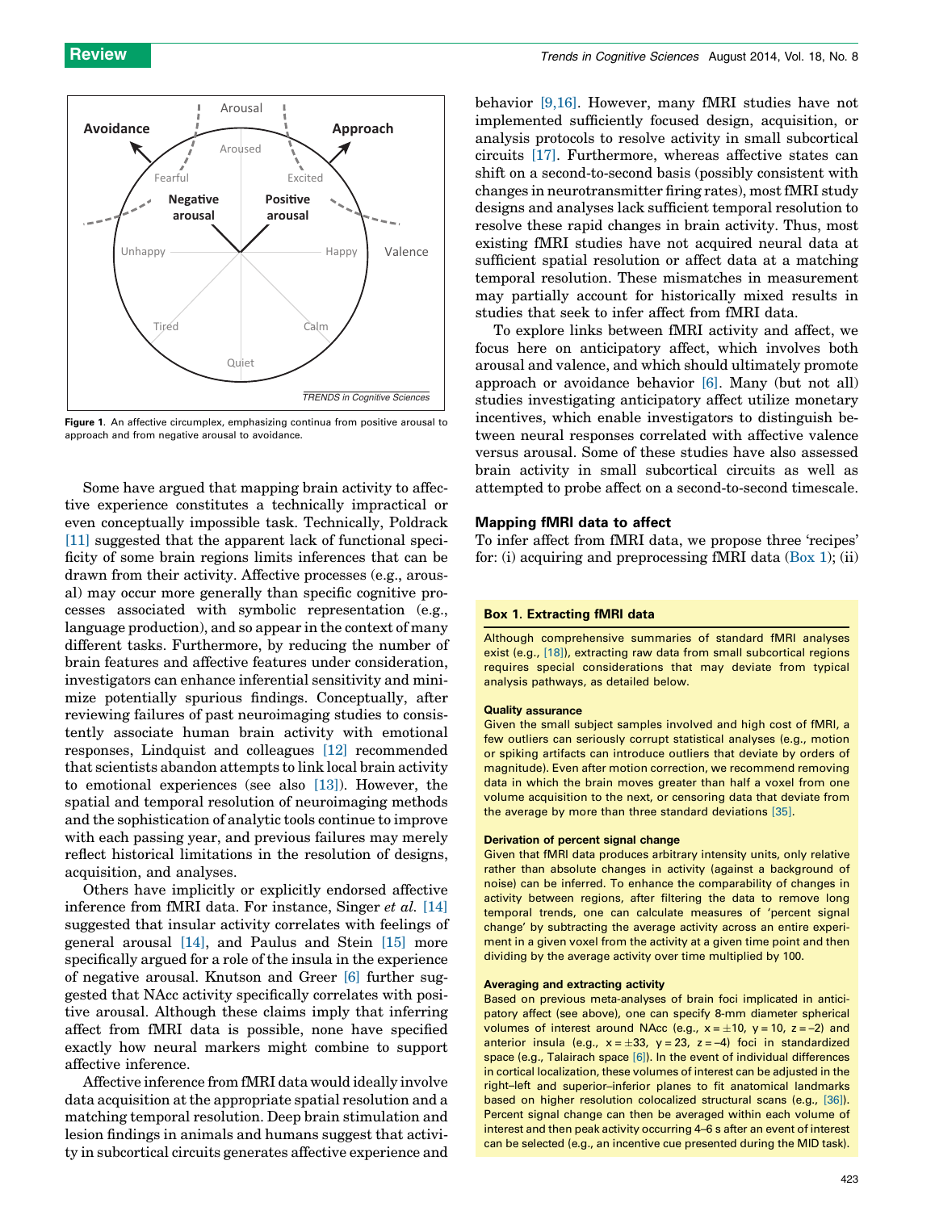Avoidance

Arousal

Approach

Aroused

Fearful

Excited

Negative arousal

Positive arousal

Unhappy

Happy

Valence

Tired

Calm

Quiet

TRENDS in Cognitive Sciences

**Figure 1.** An affective circumplex, emphasizing continua from positive arousal to approach and from negative arousal to avoidance.

Some have argued that mapping brain activity to affective experience constitutes a technically impractical or even conceptually impossible task. Technically, Poldrack [11] suggested that the apparent lack of functional specificity of some brain regions limits inferences that can be drawn from their activity. Affective processes (e.g., arousal) may occur more generally than specific cognitive processes associated with symbolic representation (e.g., language production), and so appear in the context of many different tasks. Furthermore, by reducing the number of brain features and affective features under consideration, investigators can enhance inferential sensitivity and minimize potentially spurious findings. Conceptually, after reviewing failures of past neuroimaging studies to consistently associate human brain activity with emotional responses, Lindquist and colleagues [12] recommended that scientists abandon attempts to link local brain activity to emotional experiences (see also [13]). However, the spatial and temporal resolution of neuroimaging methods and the sophistication of analytic tools continue to improve with each passing year, and previous failures may merely reflect historical limitations in the resolution of designs, acquisition, and analyses.

Others have implicitly or explicitly endorsed affective inference from fMRI data. For instance, Singer *et al.* [14] suggested that insular activity correlates with feelings of general arousal [14], and Paulus and Stein [15] more specifically argued for a role of the insula in the experience of negative arousal. Knutson and Greer [6] further suggested that NAcc activity specifically correlates with positive arousal. Although these claims imply that inferring affect from fMRI data is possible, none have specified exactly how neural markers might combine to support affective inference.

Affective inference from fMRI data would ideally involve data acquisition at the appropriate spatial resolution and a matching temporal resolution. Deep brain stimulation and lesion findings in animals and humans suggest that activity in subcortical circuits generates affective experience and behavior [9,16]. However, many fMRI studies have not implemented sufficiently focused design, acquisition, or analysis protocols to resolve activity in small subcortical circuits [17]. Furthermore, whereas affective states can shift on a second-to-second basis (possibly consistent with changes in neurotransmitter firing rates), most fMRI study designs and analyses lack sufficient temporal resolution to resolve these rapid changes in brain activity. Thus, most existing fMRI studies have not acquired neural data at sufficient spatial resolution or affect data at a matching temporal resolution. These mismatches in measurement may partially account for historically mixed results in studies that seek to infer affect from fMRI data.

To explore links between fMRI activity and affect, we focus here on anticipatory affect, which involves both arousal and valence, and which should ultimately promote approach or avoidance behavior [6]. Many (but not all) studies investigating anticipatory affect utilize monetary incentives, which enable investigators to distinguish between neural responses correlated with affective valence versus arousal. Some of these studies have also assessed brain activity in small subcortical circuits as well as attempted to probe affect on a second-to-second timescale.

## Mapping fMRI data to affect

To infer affect from fMRI data, we propose three 'recipes' for: (i) acquiring and preprocessing fMRI data (Box 1); (ii)

### Box 1. Extracting fMRI data

Although comprehensive summaries of standard fMRI analyses exist (e.g., [18]), extracting raw data from small subcortical regions requires special considerations that may deviate from typical analysis pathways, as detailed below.

#### Quality assurance

Given the small subject samples involved and high cost of fMRI, a few outliers can seriously corrupt statistical analyses (e.g., motion or spiking artifacts can introduce outliers that deviate by orders of magnitude). Even after motion correction, we recommend removing data in which the brain moves greater than half a voxel from one volume acquisition to the next, or censoring data that deviate from the average by more than three standard deviations [35].

#### Derivation of percent signal change

Given that fMRI data produces arbitrary intensity units, only relative rather than absolute changes in activity (against a background of noise) can be inferred. To enhance the comparability of changes in activity between regions, after filtering the data to remove long temporal trends, one can calculate measures of 'percent signal change' by subtracting the average activity across an entire experiment in a given voxel from the activity at a given time point and then dividing by the average activity over time multiplied by 100.

#### Averaging and extracting activity

Based on previous meta-analyses of brain foci implicated in anticipatory affect (see above), one can specify 8-mm diameter spherical volumes of interest around NAcc (e.g., $x = \pm 10$, $y = 10$, $z = -2$) and anterior insula (e.g., $x = \pm 33$, $y = 23$, $z = -4$) foci in standardized space (e.g., Talairach space [6]). In the event of individual differences in cortical localization, these volumes of interest can be adjusted in the right–left and superior–inferior planes to fit anatomical landmarks based on higher resolution colocalized structural scans (e.g., [36]). Percent signal change can then be averaged within each volume of interest and then peak activity occurring 4–6 s after an event of interest can be selected (e.g., an incentive cue presented during the MID task).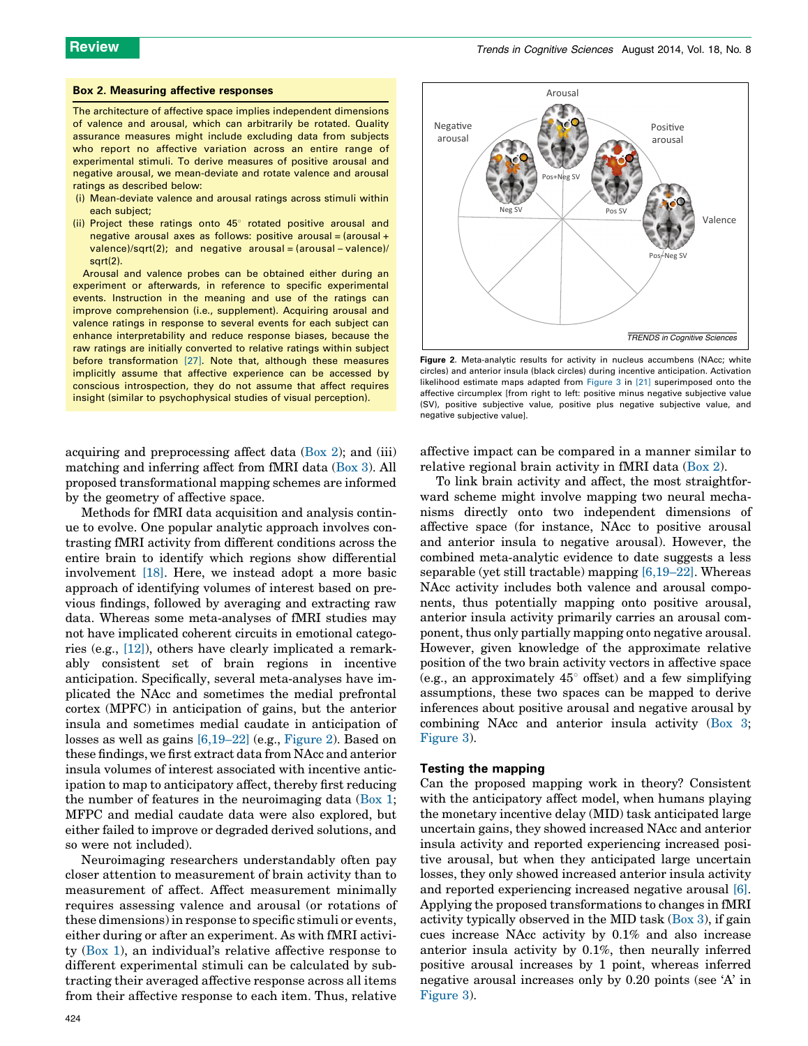### Box 2. Measuring affective responses

The architecture of affective space implies independent dimensions of valence and arousal, which can arbitrarily be rotated. Quality assurance measures might include excluding data from subjects who report no affective variation across an entire range of experimental stimuli. To derive measures of positive arousal and negative arousal, we mean-deviate and rotate valence and arousal ratings as described below:

(i) Mean-deviate valence and arousal ratings across stimuli within each subject;
(ii) Project these ratings onto 45° rotated positive arousal and negative arousal axes as follows: positive arousal = (arousal + valence)/sqrt(2); and negative arousal = (arousal – valence)/sqrt(2).

Arousal and valence probes can be obtained either during an experiment or afterwards, in reference to specific experimental events. Instruction in the meaning and use of the ratings can improve comprehension (i.e., supplement). Acquiring arousal and valence ratings in response to several events for each subject can enhance interpretability and reduce response biases, because the raw ratings are initially converted to relative ratings within subject before transformation [27]. Note that, although these measures implicitly assume that affective experience can be accessed by conscious introspection, they do not assume that affect requires insight (similar to psychophysical studies of visual perception).

**Figure 2.** Meta-analytic results for activity in nucleus accumbens (NAcc; white circles) and anterior insula (black circles) during incentive anticipation. Activation likelihood estimate maps adapted from Figure 3 in [21] superimposed onto the affective circumplex [from right to left: positive minus negative subjective value (SV), positive subjective value, positive plus negative subjective value, and negative subjective value].

acquiring and preprocessing affect data (Box 2); and (iii) matching and inferring affect from fMRI data (Box 3). All proposed transformational mapping schemes are informed by the geometry of affective space.

Methods for fMRI data acquisition and analysis continue to evolve. One popular analytic approach involves contrasting fMRI activity from different conditions across the entire brain to identify which regions show differential involvement [18]. Here, we instead adopt a more basic approach of identifying volumes of interest based on previous findings, followed by averaging and extracting raw data. Whereas some meta-analyses of fMRI studies may not have implicated coherent circuits in emotional categories (e.g., [12]), others have clearly implicated a remarkably consistent set of brain regions in incentive anticipation. Specifically, several meta-analyses have implicated the NAcc and sometimes the medial prefrontal cortex (MPFC) in anticipation of gains, but the anterior insula and sometimes medial caudate in anticipation of losses as well as gains [6,19–22] (e.g., Figure 2). Based on these findings, we first extract data from NAcc and anterior insula volumes of interest associated with incentive anticipation to map to anticipatory affect, thereby first reducing the number of features in the neuroimaging data (Box 1; MFPC and medial caudate data were also explored, but either failed to improve or degraded derived solutions, and so were not included).

Neuroimaging researchers understandably often pay closer attention to measurement of brain activity than to measurement of affect. Affect measurement minimally requires assessing valence and arousal (or rotations of these dimensions) in response to specific stimuli or events, either during or after an experiment. As with fMRI activity (Box 1), an individual's relative affective response to different experimental stimuli can be calculated by subtracting their averaged affective response across all items from their affective response to each item. Thus, relative affective impact can be compared in a manner similar to relative regional brain activity in fMRI data (Box 2).

To link brain activity and affect, the most straightforward scheme might involve mapping two neural mechanisms directly onto two independent dimensions of affective space (for instance, NAcc to positive arousal and anterior insula to negative arousal). However, the combined meta-analytic evidence to date suggests a less separable (yet still tractable) mapping [6,19–22]. Whereas NAcc activity includes both valence and arousal components, thus potentially mapping onto positive arousal, anterior insula activity primarily carries an arousal component, thus only partially mapping onto negative arousal. However, given knowledge of the approximate relative position of the two brain activity vectors in affective space (e.g., an approximately 45° offset) and a few simplifying assumptions, these two spaces can be mapped to derive inferences about positive arousal and negative arousal by combining NAcc and anterior insula activity (Box 3; Figure 3).

## Testing the mapping

Can the proposed mapping work in theory? Consistent with the anticipatory affect model, when humans playing the monetary incentive delay (MID) task anticipated large uncertain gains, they showed increased NAcc and anterior insula activity and reported experiencing increased positive arousal, but when they anticipated large uncertain losses, they only showed increased anterior insula activity and reported experiencing increased negative arousal [6]. Applying the proposed transformations to changes in fMRI activity typically observed in the MID task (Box 3), if gain cues increase NAcc activity by 0.1% and also increase anterior insula activity by 0.1%, then neurally inferred positive arousal increases by 1 point, whereas inferred negative arousal increases only by 0.20 points (see 'A' in Figure 3).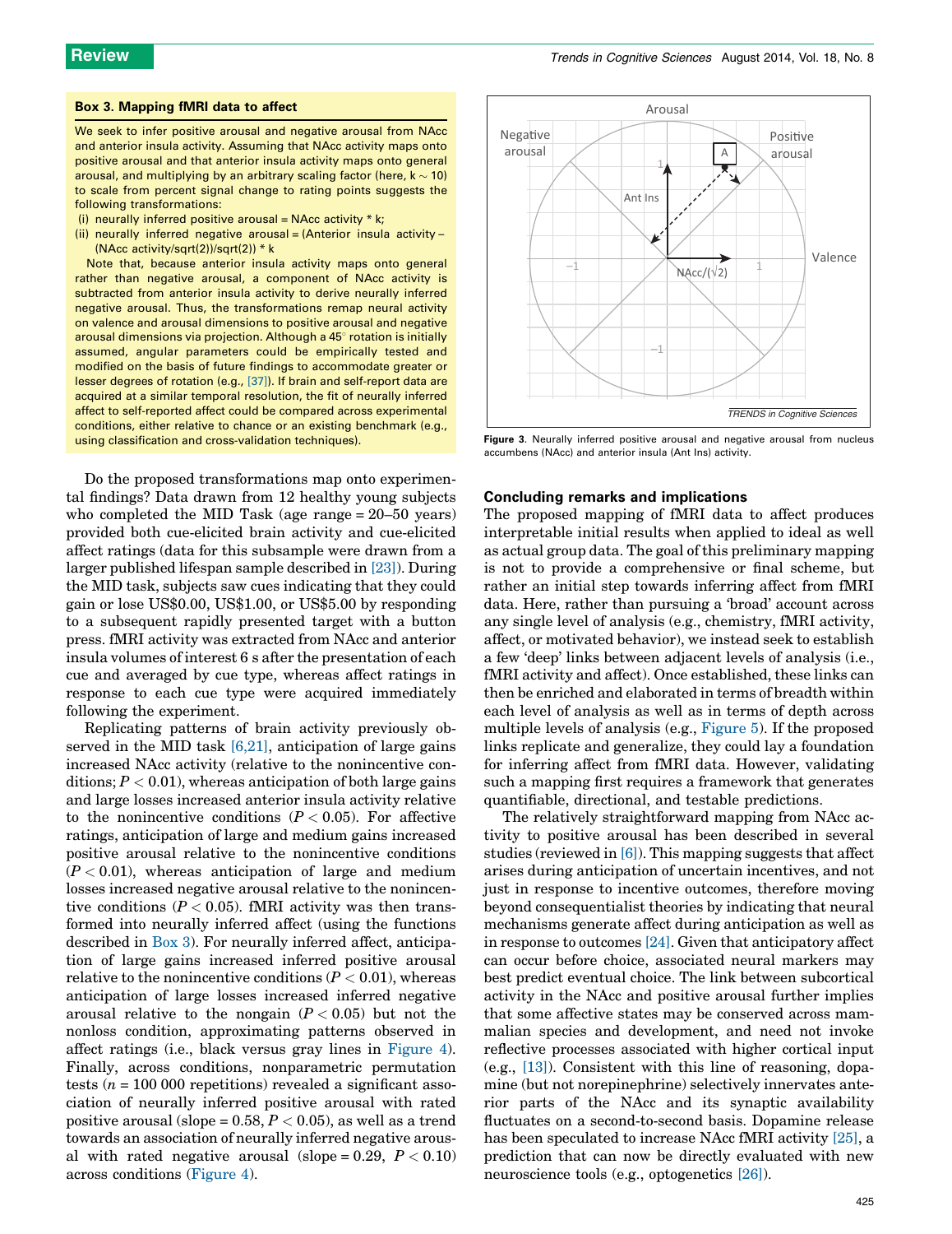### Box 3. Mapping fMRI data to affect

We seek to infer positive arousal and negative arousal from NAcc and anterior insula activity. Assuming that NAcc activity maps onto positive arousal and that anterior insula activity maps onto general arousal, and multiplying by an arbitrary scaling factor (here, $k \sim 10$) to scale from percent signal change to rating points suggests the following transformations:

(i) neurally inferred positive arousal = NAcc activity * k;
(ii) neurally inferred negative arousal = (Anterior insula activity – (NAcc activity/sqrt(2))/sqrt(2)) * k

Note that, because anterior insula activity maps onto general rather than negative arousal, a component of NAcc activity is subtracted from anterior insula activity to derive neurally inferred negative arousal. Thus, the transformations remap neural activity on valence and arousal dimensions to positive arousal and negative arousal dimensions via projection. Although a 45° rotation is initially assumed, angular parameters could be empirically tested and modified on the basis of future findings to accommodate greater or lesser degrees of rotation (e.g., [37]). If brain and self-report data are acquired at a similar temporal resolution, the fit of neurally inferred affect to self-reported affect could be compared across experimental conditions, either relative to chance or an existing benchmark (e.g., using classification and cross-validation techniques).

Do the proposed transformations map onto experimental findings? Data drawn from 12 healthy young subjects who completed the MID Task (age range = 20–50 years) provided both cue-elicited brain activity and cue-elicited affect ratings (data for this subsample were drawn from a larger published lifespan sample described in [23]). During the MID task, subjects saw cues indicating that they could gain or lose US\$0.00, US\$1.00, or US\$5.00 by responding to a subsequent rapidly presented target with a button press. fMRI activity was extracted from NAcc and anterior insula volumes of interest 6 s after the presentation of each cue and averaged by cue type, whereas affect ratings in response to each cue type were acquired immediately following the experiment.

Replicating patterns of brain activity previously observed in the MID task [6,21], anticipation of large gains increased NAcc activity (relative to the nonincentive conditions; $P < 0.01$), whereas anticipation of both large gains and large losses increased anterior insula activity relative to the nonincentive conditions ($P < 0.05$). For affective ratings, anticipation of large and medium gains increased positive arousal relative to the nonincentive conditions ($P < 0.01$), whereas anticipation of large and medium losses increased negative arousal relative to the nonincentive conditions ($P < 0.05$). fMRI activity was then transformed into neurally inferred affect (using the functions described in Box 3). For neurally inferred affect, anticipation of large gains increased inferred positive arousal relative to the nonincentive conditions ($P < 0.01$), whereas anticipation of large losses increased inferred negative arousal relative to the nongain ($P < 0.05$) but not the nonloss condition, approximating patterns observed in affect ratings (i.e., black versus gray lines in Figure 4). Finally, across conditions, nonparametric permutation tests ($n$ = 100 000 repetitions) revealed a significant association of neurally inferred positive arousal with rated positive arousal (slope = 0.58, $P < 0.05$), as well as a trend towards an association of neurally inferred negative arousal with rated negative arousal (slope = 0.29, $P < 0.10$) across conditions (Figure 4).

Figure 3. Neurally inferred positive arousal and negative arousal from nucleus accumbens (NAcc) and anterior insula (Ant Ins) activity.

## Concluding remarks and implications

The proposed mapping of fMRI data to affect produces interpretable initial results when applied to ideal as well as actual group data. The goal of this preliminary mapping is not to provide a comprehensive or final scheme, but rather an initial step towards inferring affect from fMRI data. Here, rather than pursuing a 'broad' account across any single level of analysis (e.g., chemistry, fMRI activity, affect, or motivated behavior), we instead seek to establish a few 'deep' links between adjacent levels of analysis (i.e., fMRI activity and affect). Once established, these links can then be enriched and elaborated in terms of breadth within each level of analysis as well as in terms of depth across multiple levels of analysis (e.g., Figure 5). If the proposed links replicate and generalize, they could lay a foundation for inferring affect from fMRI data. However, validating such a mapping first requires a framework that generates quantifiable, directional, and testable predictions.

The relatively straightforward mapping from NAcc activity to positive arousal has been described in several studies (reviewed in [6]). This mapping suggests that affect arises during anticipation of uncertain incentives, and not just in response to incentive outcomes, therefore moving beyond consequentialist theories by indicating that neural mechanisms generate affect during anticipation as well as in response to outcomes [24]. Given that anticipatory affect can occur before choice, associated neural markers may best predict eventual choice. The link between subcortical activity in the NAcc and positive arousal further implies that some affective states may be conserved across mammalian species and development, and need not invoke reflective processes associated with higher cortical input (e.g., [13]). Consistent with this line of reasoning, dopamine (but not norepinephrine) selectively innervates anterior parts of the NAcc and its synaptic availability fluctuates on a second-to-second basis. Dopamine release has been speculated to increase NAcc fMRI activity [25], a prediction that can now be directly evaluated with new neuroscience tools (e.g., optogenetics [26]).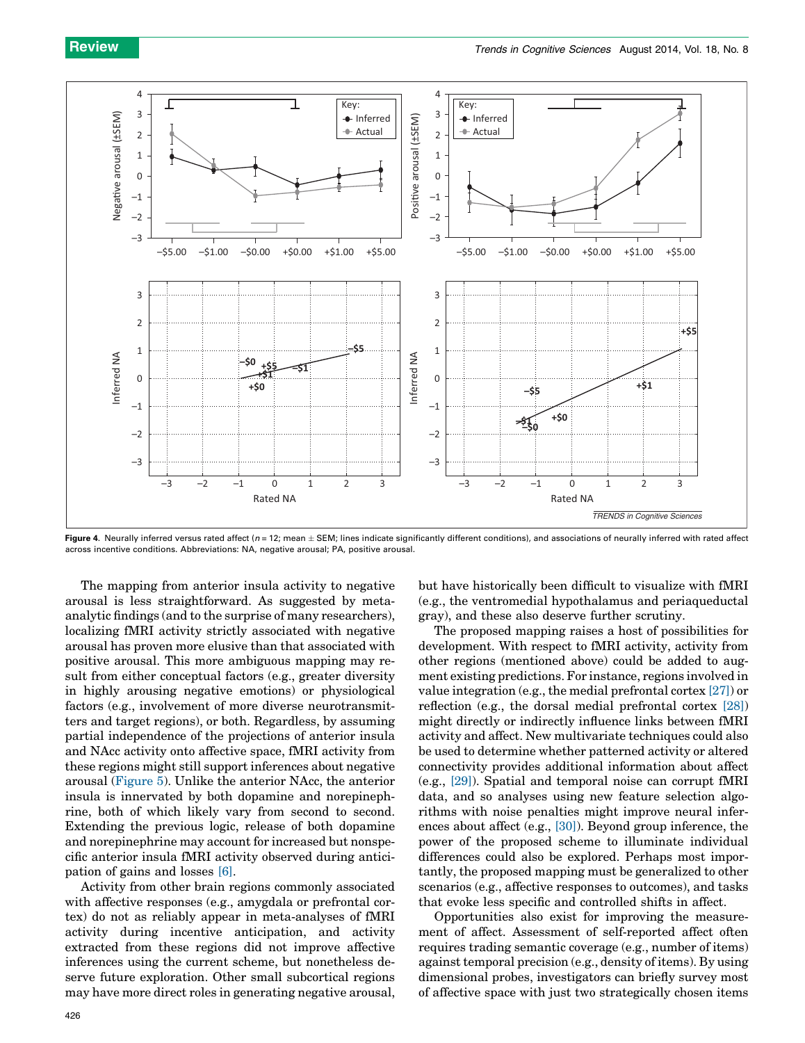Negative arousal (±SEM)

Key:
Inferred
Actual

4
3
2
1
0
−1
−2
−3

−$5.00 −$1.00 −$0.00 +$0.00 +$1.00 +$5.00

Positive arousal (±SEM)

Key:
Inferred
Actual

4
3
2
1
0
−1
−2
−3

−$5.00 −$1.00 −$0.00 +$0.00 +$1.00 +$5.00

Inferred NA

3
2
1
0
−1
−2
−3

−3 −2 −1 0 1 2 3

Rated NA

−$0
+$5
+$1
+$0
−$1
−$5

Inferred NA

3
2
1
0
−1
−2
−3

−3 −2 −1 0 1 2 3

Rated NA

+$5
+$1
−$5
+$0
−$1
−$0

Figure 4. Neurally inferred versus rated affect ($n = 12$; mean ± SEM; lines indicate significantly different conditions), and associations of neurally inferred with rated affect across incentive conditions. Abbreviations: NA, negative arousal; PA, positive arousal.

The mapping from anterior insula activity to negative arousal is less straightforward. As suggested by meta-analytic findings (and to the surprise of many researchers), localizing fMRI activity strictly associated with negative arousal has proven more elusive than that associated with positive arousal. This more ambiguous mapping may result from either conceptual factors (e.g., greater diversity in highly arousing negative emotions) or physiological factors (e.g., involvement of more diverse neurotransmitters and target regions), or both. Regardless, by assuming partial independence of the projections of anterior insula and NAcc activity onto affective space, fMRI activity from these regions might still support inferences about negative arousal (Figure 5). Unlike the anterior NAcc, the anterior insula is innervated by both dopamine and norepinephrine, both of which likely vary from second to second. Extending the previous logic, release of both dopamine and norepinephrine may account for increased but nonspecific anterior insula fMRI activity observed during anticipation of gains and losses [6].

Activity from other brain regions commonly associated with affective responses (e.g., amygdala or prefrontal cortex) do not as reliably appear in meta-analyses of fMRI activity during incentive anticipation, and activity extracted from these regions did not improve affective inferences using the current scheme, but nonetheless deserve future exploration. Other small subcortical regions may have more direct roles in generating negative arousal, but have historically been difficult to visualize with fMRI (e.g., the ventromedial hypothalamus and periaqueductal gray), and these also deserve further scrutiny.

The proposed mapping raises a host of possibilities for development. With respect to fMRI activity, activity from other regions (mentioned above) could be added to augment existing predictions. For instance, regions involved in value integration (e.g., the medial prefrontal cortex [27]) or reflection (e.g., the dorsal medial prefrontal cortex [28]) might directly or indirectly influence links between fMRI activity and affect. New multivariate techniques could also be used to determine whether patterned activity or altered connectivity provides additional information about affect (e.g., [29]). Spatial and temporal noise can corrupt fMRI data, and so analyses using new feature selection algorithms with noise penalties might improve neural inferences about affect (e.g., [30]). Beyond group inference, the power of the proposed scheme to illuminate individual differences could also be explored. Perhaps most importantly, the proposed mapping must be generalized to other scenarios (e.g., affective responses to outcomes), and tasks that evoke less specific and controlled shifts in affect.

Opportunities also exist for improving the measurement of affect. Assessment of self-reported affect often requires trading semantic coverage (e.g., number of items) against temporal precision (e.g., density of items). By using dimensional probes, investigators can briefly survey most of affective space with just two strategically chosen items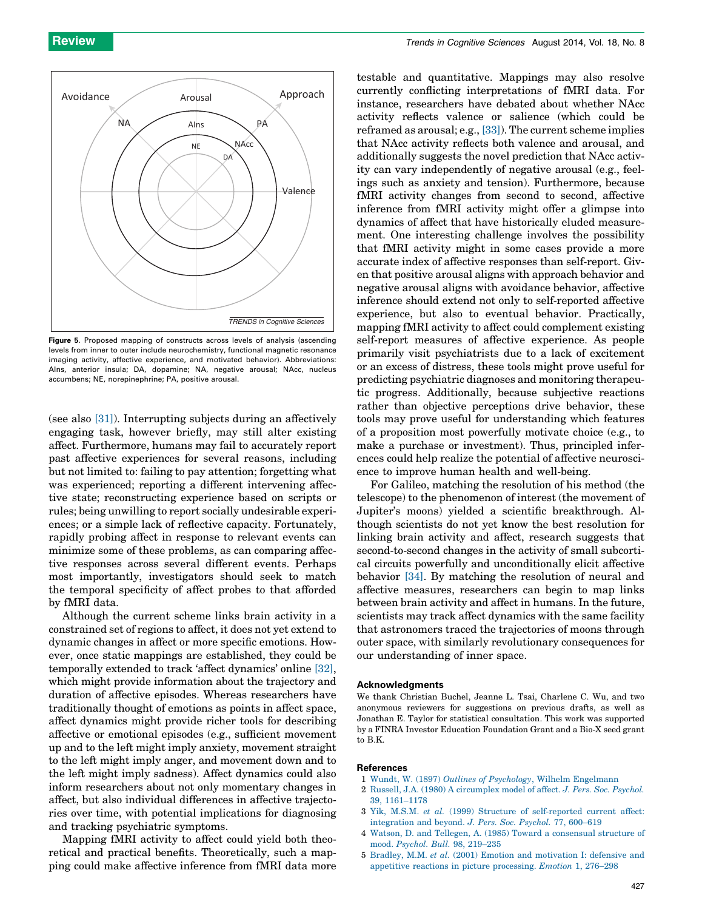Figure 5. Proposed mapping of constructs across levels of analysis (ascending levels from inner to outer include neurochemistry, functional magnetic resonance imaging activity, affective experience, and motivated behavior). Abbreviations: AIns, anterior insula; DA, dopamine; NA, negative arousal; NAcc, nucleus accumbens; NE, norepinephrine; PA, positive arousal.

(see also [31]). Interrupting subjects during an affectively engaging task, however briefly, may still alter existing affect. Furthermore, humans may fail to accurately report past affective experiences for several reasons, including but not limited to: failing to pay attention; forgetting what was experienced; reporting a different intervening affective state; reconstructing experience based on scripts or rules; being unwilling to report socially undesirable experiences; or a simple lack of reflective capacity. Fortunately, rapidly probing affect in response to relevant events can minimize some of these problems, as can comparing affective responses across several different events. Perhaps most importantly, investigators should seek to match the temporal specificity of affect probes to that afforded by fMRI data.

Although the current scheme links brain activity in a constrained set of regions to affect, it does not yet extend to dynamic changes in affect or more specific emotions. However, once static mappings are established, they could be temporally extended to track 'affect dynamics' online [32], which might provide information about the trajectory and duration of affective episodes. Whereas researchers have traditionally thought of emotions as points in affect space, affect dynamics might provide richer tools for describing affective or emotional episodes (e.g., sufficient movement up and to the left might imply anxiety, movement straight to the left might imply anger, and movement down and to the left might imply sadness). Affect dynamics could also inform researchers about not only momentary changes in affect, but also individual differences in affective trajectories over time, with potential implications for diagnosing and tracking psychiatric symptoms.

Mapping fMRI activity to affect could yield both theoretical and practical benefits. Theoretically, such a mapping could make affective inference from fMRI data more testable and quantitative. Mappings may also resolve currently conflicting interpretations of fMRI data. For instance, researchers have debated about whether NAcc activity reflects valence or salience (which could be reframed as arousal; e.g., [33]). The current scheme implies that NAcc activity reflects both valence and arousal, and additionally suggests the novel prediction that NAcc activity can vary independently of negative arousal (e.g., feelings such as anxiety and tension). Furthermore, because fMRI activity changes from second to second, affective inference from fMRI activity might offer a glimpse into dynamics of affect that have historically eluded measurement. One interesting challenge involves the possibility that fMRI activity might in some cases provide a more accurate index of affective responses than self-report. Given that positive arousal aligns with approach behavior and negative arousal aligns with avoidance behavior, affective inference should extend not only to self-reported affective experience, but also to eventual behavior. Practically, mapping fMRI activity to affect could complement existing self-report measures of affective experience. As people primarily visit psychiatrists due to a lack of excitement or an excess of distress, these tools might prove useful for predicting psychiatric diagnoses and monitoring therapeutic progress. Additionally, because subjective reactions rather than objective perceptions drive behavior, these tools may prove useful for understanding which features of a proposition most powerfully motivate choice (e.g., to make a purchase or investment). Thus, principled inferences could help realize the potential of affective neuroscience to improve human health and well-being.

For Galileo, matching the resolution of his method (the telescope) to the phenomenon of interest (the movement of Jupiter's moons) yielded a scientific breakthrough. Although scientists do not yet know the best resolution for linking brain activity and affect, research suggests that second-to-second changes in the activity of small subcortical circuits powerfully and unconditionally elicit affective behavior [34]. By matching the resolution of neural and affective measures, researchers can begin to map links between brain activity and affect in humans. In the future, scientists may track affect dynamics with the same facility that astronomers traced the trajectories of moons through outer space, with similarly revolutionary consequences for our understanding of inner space.

### Acknowledgments

We thank Christian Buchel, Jeanne L. Tsai, Charlene C. Wu, and two anonymous reviewers for suggestions on previous drafts, as well as Jonathan E. Taylor for statistical consultation. This work was supported by a FINRA Investor Education Foundation Grant and a Bio-X seed grant to B.K.

### References

1. Wundt, W. (1897) *Outlines of Psychology*, Wilhelm Engelmann
2. Russell, J.A. (1980) A circumplex model of affect. *J. Pers. Soc. Psychol.* 39, 1161–1178
3. Yik, M.S.M. *et al.* (1999) Structure of self-reported current affect: integration and beyond. *J. Pers. Soc. Psychol.* 77, 600–619
4. Watson, D. and Tellegen, A. (1985) Toward a consensual structure of mood. *Psychol. Bull.* 98, 219–235
5. Bradley, M.M. *et al.* (2001) Emotion and motivation I: defensive and appetitive reactions in picture processing. *Emotion* 1, 276–298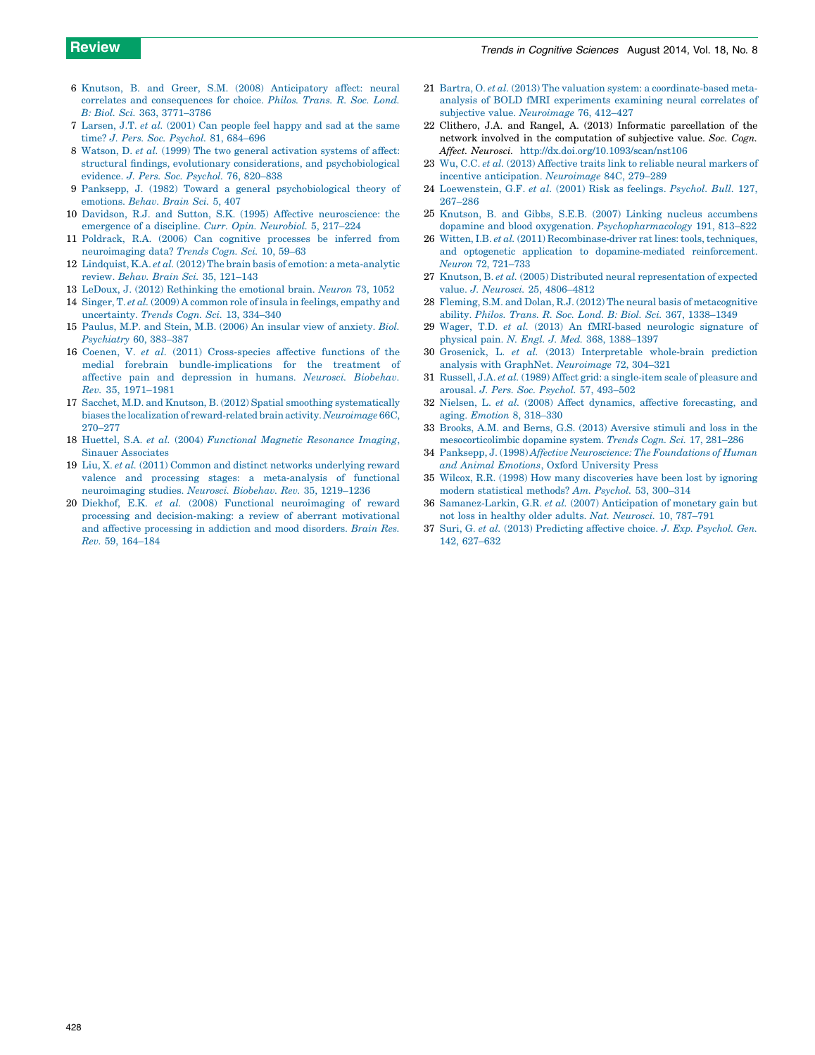6 Knutson, B. and Greer, S.M. (2008) Anticipatory affect: neural correlates and consequences for choice. *Philos. Trans. R. Soc. Lond. B: Biol. Sci.* 363, 3771–3786

7 Larsen, J.T. *et al.* (2001) Can people feel happy and sad at the same time? *J. Pers. Soc. Psychol.* 81, 684–696

8 Watson, D. *et al.* (1999) The two general activation systems of affect: structural findings, evolutionary considerations, and psychobiological evidence. *J. Pers. Soc. Psychol.* 76, 820–838

9 Panksepp, J. (1982) Toward a general psychobiological theory of emotions. *Behav. Brain Sci.* 5, 407

10 Davidson, R.J. and Sutton, S.K. (1995) Affective neuroscience: the emergence of a discipline. *Curr. Opin. Neurobiol.* 5, 217–224

11 Poldrack, R.A. (2006) Can cognitive processes be inferred from neuroimaging data? *Trends Cogn. Sci.* 10, 59–63

12 Lindquist, K.A. *et al.* (2012) The brain basis of emotion: a meta-analytic review. *Behav. Brain Sci.* 35, 121–143

13 LeDoux, J. (2012) Rethinking the emotional brain. *Neuron* 73, 1052

14 Singer, T. *et al.* (2009) A common role of insula in feelings, empathy and uncertainty. *Trends Cogn. Sci.* 13, 334–340

15 Paulus, M.P. and Stein, M.B. (2006) An insular view of anxiety. *Biol. Psychiatry* 60, 383–387

16 Coenen, V. *et al.* (2011) Cross-species affective functions of the medial forebrain bundle-implications for the treatment of affective pain and depression in humans. *Neurosci. Biobehav. Rev.* 35, 1971–1981

17 Sacchet, M.D. and Knutson, B. (2012) Spatial smoothing systematically biases the localization of reward-related brain activity. *Neuroimage* 66C, 270–277

18 Huettel, S.A. *et al.* (2004) *Functional Magnetic Resonance Imaging*, Sinauer Associates

19 Liu, X. *et al.* (2011) Common and distinct networks underlying reward valence and processing stages: a meta-analysis of functional neuroimaging studies. *Neurosci. Biobehav. Rev.* 35, 1219–1236

20 Diekhof, E.K. *et al.* (2008) Functional neuroimaging of reward processing and decision-making: a review of aberrant motivational and affective processing in addiction and mood disorders. *Brain Res. Rev.* 59, 164–184

21 Bartra, O. *et al.* (2013) The valuation system: a coordinate-based meta-analysis of BOLD fMRI experiments examining neural correlates of subjective value. *Neuroimage* 76, 412–427

22 Clithero, J.A. and Rangel, A. (2013) Informatic parcellation of the network involved in the computation of subjective value. *Soc. Cogn. Affect. Neurosci.* http://dx.doi.org/10.1093/scan/nst106

23 Wu, C.C. *et al.* (2013) Affective traits link to reliable neural markers of incentive anticipation. *Neuroimage* 84C, 279–289

24 Loewenstein, G.F. *et al.* (2001) Risk as feelings. *Psychol. Bull.* 127, 267–286

25 Knutson, B. and Gibbs, S.E.B. (2007) Linking nucleus accumbens dopamine and blood oxygenation. *Psychopharmacology* 191, 813–822

26 Witten, I.B. *et al.* (2011) Recombinase-driver rat lines: tools, techniques, and optogenetic application to dopamine-mediated reinforcement. *Neuron* 72, 721–733

27 Knutson, B. *et al.* (2005) Distributed neural representation of expected value. *J. Neurosci.* 25, 4806–4812

28 Fleming, S.M. and Dolan, R.J. (2012) The neural basis of metacognitive ability. *Philos. Trans. R. Soc. Lond. B: Biol. Sci.* 367, 1338–1349

29 Wager, T.D. *et al.* (2013) An fMRI-based neurologic signature of physical pain. *N. Engl. J. Med.* 368, 1388–1397

30 Grosenick, L. *et al.* (2013) Interpretable whole-brain prediction analysis with GraphNet. *Neuroimage* 72, 304–321

31 Russell, J.A. *et al.* (1989) Affect grid: a single-item scale of pleasure and arousal. *J. Pers. Soc. Psychol.* 57, 493–502

32 Nielsen, L. *et al.* (2008) Affect dynamics, affective forecasting, and aging. *Emotion* 8, 318–330

33 Brooks, A.M. and Berns, G.S. (2013) Aversive stimuli and loss in the mesocorticolimbic dopamine system. *Trends Cogn. Sci.* 17, 281–286

34 Panksepp, J. (1998) *Affective Neuroscience: The Foundations of Human and Animal Emotions*, Oxford University Press

35 Wilcox, R.R. (1998) How many discoveries have been lost by ignoring modern statistical methods? *Am. Psychol.* 53, 300–314

36 Samanez-Larkin, G.R. *et al.* (2007) Anticipation of monetary gain but not loss in healthy older adults. *Nat. Neurosci.* 10, 787–791

37 Suri, G. *et al.* (2013) Predicting affective choice. *J. Exp. Psychol. Gen.* 142, 627–632